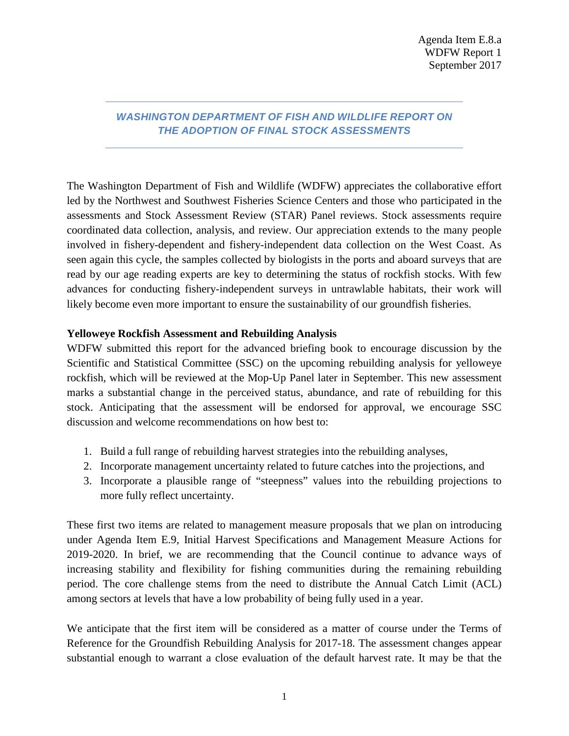Agenda Item E.8.a
WDFW Report 1
September 2017

# *WASHINGTON DEPARTMENT OF FISH AND WILDLIFE REPORT ON THE ADOPTION OF FINAL STOCK ASSESSMENTS*

The Washington Department of Fish and Wildlife (WDFW) appreciates the collaborative effort led by the Northwest and Southwest Fisheries Science Centers and those who participated in the assessments and Stock Assessment Review (STAR) Panel reviews. Stock assessments require coordinated data collection, analysis, and review. Our appreciation extends to the many people involved in fishery-dependent and fishery-independent data collection on the West Coast. As seen again this cycle, the samples collected by biologists in the ports and aboard surveys that are read by our age reading experts are key to determining the status of rockfish stocks. With few advances for conducting fishery-independent surveys in untrawlable habitats, their work will likely become even more important to ensure the sustainability of our groundfish fisheries.

**Yelloweye Rockfish Assessment and Rebuilding Analysis**

WDFW submitted this report for the advanced briefing book to encourage discussion by the Scientific and Statistical Committee (SSC) on the upcoming rebuilding analysis for yelloweye rockfish, which will be reviewed at the Mop-Up Panel later in September. This new assessment marks a substantial change in the perceived status, abundance, and rate of rebuilding for this stock. Anticipating that the assessment will be endorsed for approval, we encourage SSC discussion and welcome recommendations on how best to:

1. Build a full range of rebuilding harvest strategies into the rebuilding analyses,
2. Incorporate management uncertainty related to future catches into the projections, and
3. Incorporate a plausible range of "steepness" values into the rebuilding projections to more fully reflect uncertainty.

These first two items are related to management measure proposals that we plan on introducing under Agenda Item E.9, Initial Harvest Specifications and Management Measure Actions for 2019-2020. In brief, we are recommending that the Council continue to advance ways of increasing stability and flexibility for fishing communities during the remaining rebuilding period. The core challenge stems from the need to distribute the Annual Catch Limit (ACL) among sectors at levels that have a low probability of being fully used in a year.

We anticipate that the first item will be considered as a matter of course under the Terms of Reference for the Groundfish Rebuilding Analysis for 2017-18. The assessment changes appear substantial enough to warrant a close evaluation of the default harvest rate. It may be that the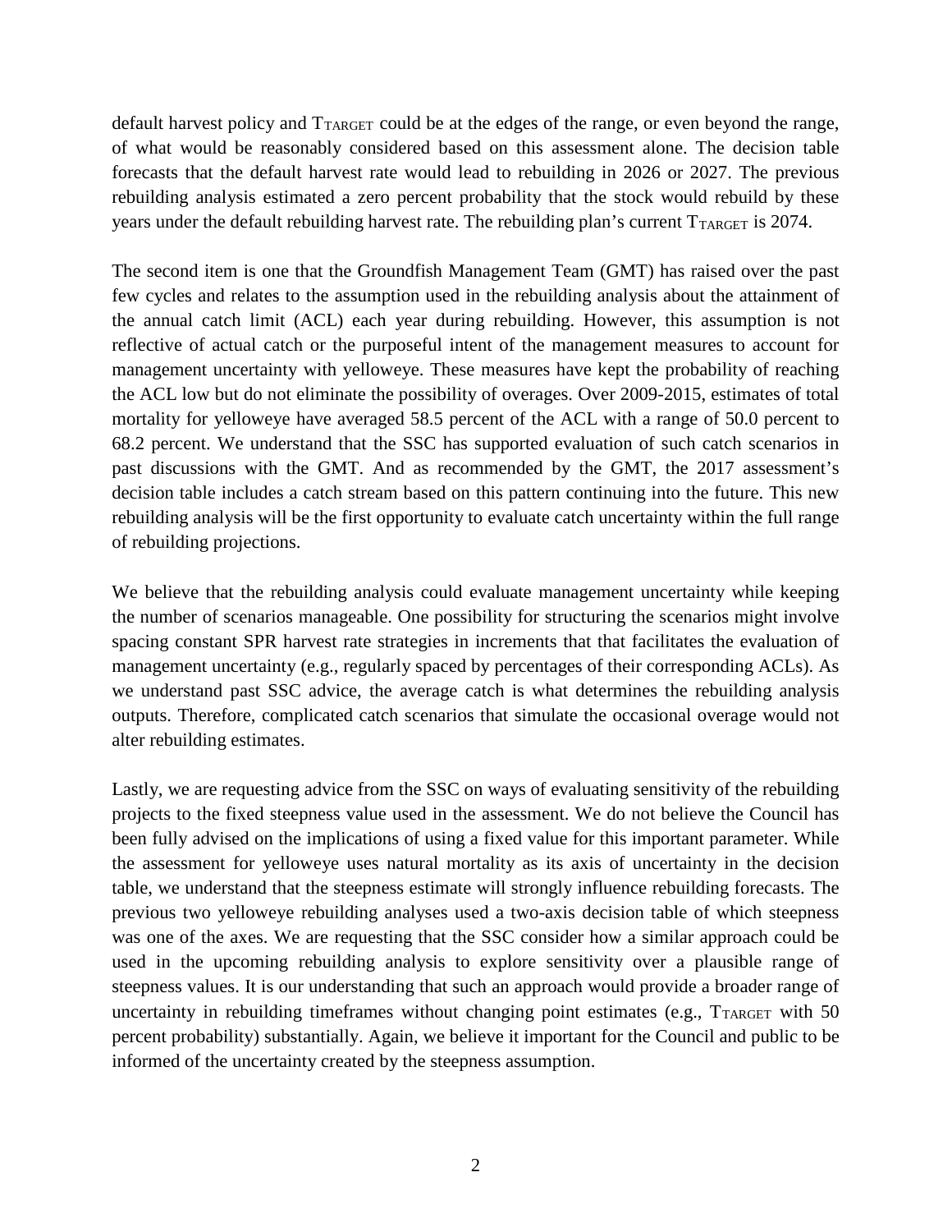default harvest policy and $T_{TARGET}$ could be at the edges of the range, or even beyond the range, of what would be reasonably considered based on this assessment alone. The decision table forecasts that the default harvest rate would lead to rebuilding in 2026 or 2027. The previous rebuilding analysis estimated a zero percent probability that the stock would rebuild by these years under the default rebuilding harvest rate. The rebuilding plan's current $T_{TARGET}$ is 2074.

The second item is one that the Groundfish Management Team (GMT) has raised over the past few cycles and relates to the assumption used in the rebuilding analysis about the attainment of the annual catch limit (ACL) each year during rebuilding. However, this assumption is not reflective of actual catch or the purposeful intent of the management measures to account for management uncertainty with yelloweye. These measures have kept the probability of reaching the ACL low but do not eliminate the possibility of overages. Over 2009-2015, estimates of total mortality for yelloweye have averaged 58.5 percent of the ACL with a range of 50.0 percent to 68.2 percent. We understand that the SSC has supported evaluation of such catch scenarios in past discussions with the GMT. And as recommended by the GMT, the 2017 assessment's decision table includes a catch stream based on this pattern continuing into the future. This new rebuilding analysis will be the first opportunity to evaluate catch uncertainty within the full range of rebuilding projections.

We believe that the rebuilding analysis could evaluate management uncertainty while keeping the number of scenarios manageable. One possibility for structuring the scenarios might involve spacing constant SPR harvest rate strategies in increments that that facilitates the evaluation of management uncertainty (e.g., regularly spaced by percentages of their corresponding ACLs). As we understand past SSC advice, the average catch is what determines the rebuilding analysis outputs. Therefore, complicated catch scenarios that simulate the occasional overage would not alter rebuilding estimates.

Lastly, we are requesting advice from the SSC on ways of evaluating sensitivity of the rebuilding projects to the fixed steepness value used in the assessment. We do not believe the Council has been fully advised on the implications of using a fixed value for this important parameter. While the assessment for yelloweye uses natural mortality as its axis of uncertainty in the decision table, we understand that the steepness estimate will strongly influence rebuilding forecasts. The previous two yelloweye rebuilding analyses used a two-axis decision table of which steepness was one of the axes. We are requesting that the SSC consider how a similar approach could be used in the upcoming rebuilding analysis to explore sensitivity over a plausible range of steepness values. It is our understanding that such an approach would provide a broader range of uncertainty in rebuilding timeframes without changing point estimates (e.g., $T_{TARGET}$ with 50 percent probability) substantially. Again, we believe it important for the Council and public to be informed of the uncertainty created by the steepness assumption.